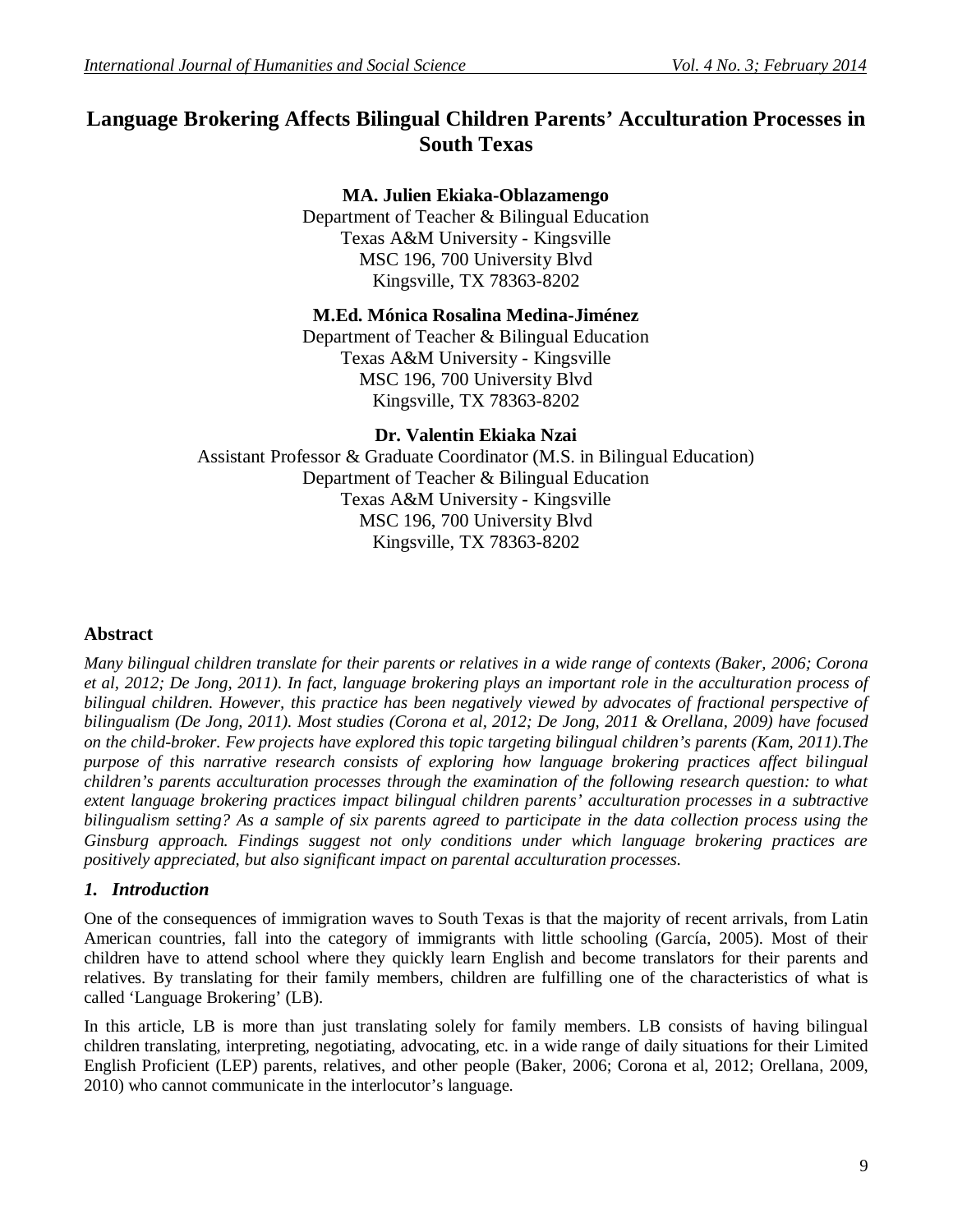# Language Brokering Affects Bilingual Children Parents' Acculturation Processes in South Texas

**MA. Julien Ekiaka-Oblazamengo**
Department of Teacher & Bilingual Education
Texas A&M University - Kingsville
MSC 196, 700 University Blvd
Kingsville, TX 78363-8202

**M.Ed. Mónica Rosalina Medina-Jiménez**
Department of Teacher & Bilingual Education
Texas A&M University - Kingsville
MSC 196, 700 University Blvd
Kingsville, TX 78363-8202

**Dr. Valentin Ekiaka Nzai**
Assistant Professor & Graduate Coordinator (M.S. in Bilingual Education)
Department of Teacher & Bilingual Education
Texas A&M University - Kingsville
MSC 196, 700 University Blvd
Kingsville, TX 78363-8202

## Abstract

*Many bilingual children translate for their parents or relatives in a wide range of contexts (Baker, 2006; Corona et al, 2012; De Jong, 2011). In fact, language brokering plays an important role in the acculturation process of bilingual children. However, this practice has been negatively viewed by advocates of fractional perspective of bilingualism (De Jong, 2011). Most studies (Corona et al, 2012; De Jong, 2011 & Orellana, 2009) have focused on the child-broker. Few projects have explored this topic targeting bilingual children's parents (Kam, 2011).The purpose of this narrative research consists of exploring how language brokering practices affect bilingual children's parents acculturation processes through the examination of the following research question: to what extent language brokering practices impact bilingual children parents' acculturation processes in a subtractive bilingualism setting? As a sample of six parents agreed to participate in the data collection process using the Ginsburg approach. Findings suggest not only conditions under which language brokering practices are positively appreciated, but also significant impact on parental acculturation processes.*

## *1. Introduction*

One of the consequences of immigration waves to South Texas is that the majority of recent arrivals, from Latin American countries, fall into the category of immigrants with little schooling (García, 2005). Most of their children have to attend school where they quickly learn English and become translators for their parents and relatives. By translating for their family members, children are fulfilling one of the characteristics of what is called 'Language Brokering' (LB).

In this article, LB is more than just translating solely for family members. LB consists of having bilingual children translating, interpreting, negotiating, advocating, etc. in a wide range of daily situations for their Limited English Proficient (LEP) parents, relatives, and other people (Baker, 2006; Corona et al, 2012; Orellana, 2009, 2010) who cannot communicate in the interlocutor's language.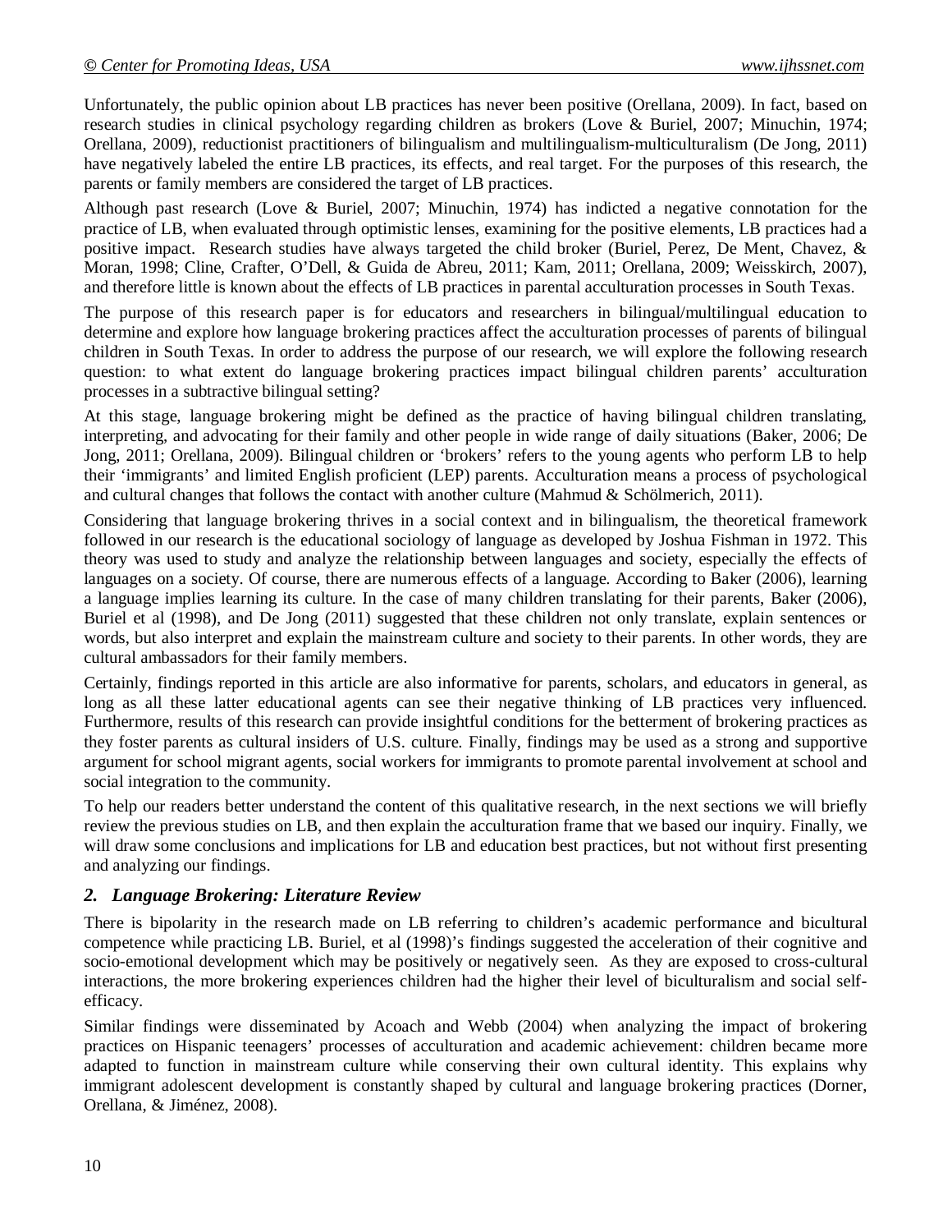Unfortunately, the public opinion about LB practices has never been positive (Orellana, 2009). In fact, based on research studies in clinical psychology regarding children as brokers (Love & Buriel, 2007; Minuchin, 1974; Orellana, 2009), reductionist practitioners of bilingualism and multilingualism-multiculturalism (De Jong, 2011) have negatively labeled the entire LB practices, its effects, and real target. For the purposes of this research, the parents or family members are considered the target of LB practices.

Although past research (Love & Buriel, 2007; Minuchin, 1974) has indicted a negative connotation for the practice of LB, when evaluated through optimistic lenses, examining for the positive elements, LB practices had a positive impact. Research studies have always targeted the child broker (Buriel, Perez, De Ment, Chavez, & Moran, 1998; Cline, Crafter, O'Dell, & Guida de Abreu, 2011; Kam, 2011; Orellana, 2009; Weisskirch, 2007), and therefore little is known about the effects of LB practices in parental acculturation processes in South Texas.

The purpose of this research paper is for educators and researchers in bilingual/multilingual education to determine and explore how language brokering practices affect the acculturation processes of parents of bilingual children in South Texas. In order to address the purpose of our research, we will explore the following research question: to what extent do language brokering practices impact bilingual children parents' acculturation processes in a subtractive bilingual setting?

At this stage, language brokering might be defined as the practice of having bilingual children translating, interpreting, and advocating for their family and other people in wide range of daily situations (Baker, 2006; De Jong, 2011; Orellana, 2009). Bilingual children or 'brokers' refers to the young agents who perform LB to help their 'immigrants' and limited English proficient (LEP) parents. Acculturation means a process of psychological and cultural changes that follows the contact with another culture (Mahmud & Schölmerich, 2011).

Considering that language brokering thrives in a social context and in bilingualism, the theoretical framework followed in our research is the educational sociology of language as developed by Joshua Fishman in 1972. This theory was used to study and analyze the relationship between languages and society, especially the effects of languages on a society. Of course, there are numerous effects of a language. According to Baker (2006), learning a language implies learning its culture. In the case of many children translating for their parents, Baker (2006), Buriel et al (1998), and De Jong (2011) suggested that these children not only translate, explain sentences or words, but also interpret and explain the mainstream culture and society to their parents. In other words, they are cultural ambassadors for their family members.

Certainly, findings reported in this article are also informative for parents, scholars, and educators in general, as long as all these latter educational agents can see their negative thinking of LB practices very influenced. Furthermore, results of this research can provide insightful conditions for the betterment of brokering practices as they foster parents as cultural insiders of U.S. culture. Finally, findings may be used as a strong and supportive argument for school migrant agents, social workers for immigrants to promote parental involvement at school and social integration to the community.

To help our readers better understand the content of this qualitative research, in the next sections we will briefly review the previous studies on LB, and then explain the acculturation frame that we based our inquiry. Finally, we will draw some conclusions and implications for LB and education best practices, but not without first presenting and analyzing our findings.

## *2. Language Brokering: Literature Review*

There is bipolarity in the research made on LB referring to children's academic performance and bicultural competence while practicing LB. Buriel, et al (1998)'s findings suggested the acceleration of their cognitive and socio-emotional development which may be positively or negatively seen. As they are exposed to cross-cultural interactions, the more brokering experiences children had the higher their level of biculturalism and social self-efficacy.

Similar findings were disseminated by Acoach and Webb (2004) when analyzing the impact of brokering practices on Hispanic teenagers' processes of acculturation and academic achievement: children became more adapted to function in mainstream culture while conserving their own cultural identity. This explains why immigrant adolescent development is constantly shaped by cultural and language brokering practices (Dorner, Orellana, & Jiménez, 2008).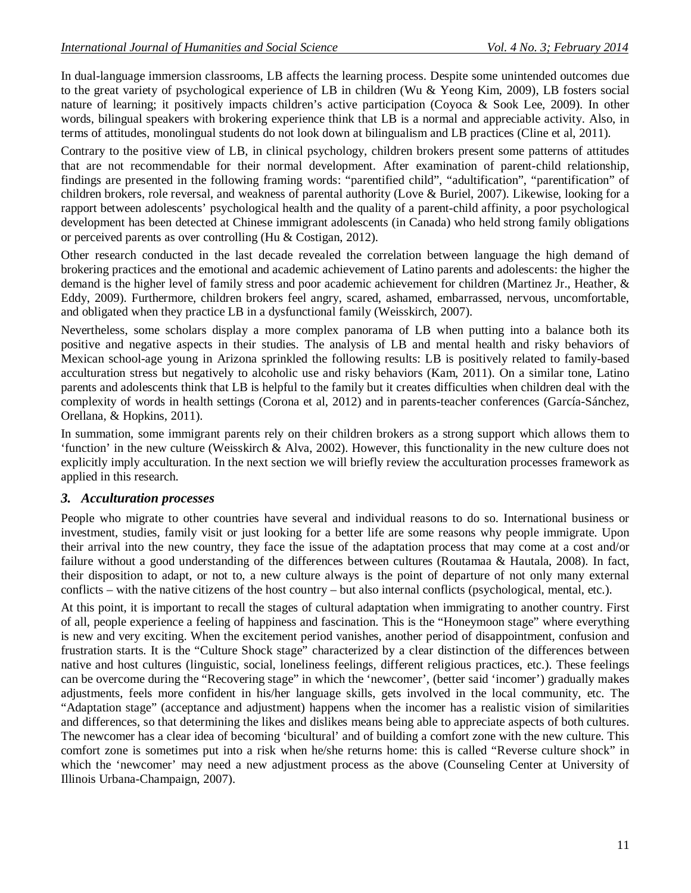In dual-language immersion classrooms, LB affects the learning process. Despite some unintended outcomes due to the great variety of psychological experience of LB in children (Wu & Yeong Kim, 2009), LB fosters social nature of learning; it positively impacts children's active participation (Coyoca & Sook Lee, 2009). In other words, bilingual speakers with brokering experience think that LB is a normal and appreciable activity. Also, in terms of attitudes, monolingual students do not look down at bilingualism and LB practices (Cline et al, 2011).

Contrary to the positive view of LB, in clinical psychology, children brokers present some patterns of attitudes that are not recommendable for their normal development. After examination of parent-child relationship, findings are presented in the following framing words: "parentified child", "adultification", "parentification" of children brokers, role reversal, and weakness of parental authority (Love & Buriel, 2007). Likewise, looking for a rapport between adolescents' psychological health and the quality of a parent-child affinity, a poor psychological development has been detected at Chinese immigrant adolescents (in Canada) who held strong family obligations or perceived parents as over controlling (Hu & Costigan, 2012).

Other research conducted in the last decade revealed the correlation between language the high demand of brokering practices and the emotional and academic achievement of Latino parents and adolescents: the higher the demand is the higher level of family stress and poor academic achievement for children (Martinez Jr., Heather, & Eddy, 2009). Furthermore, children brokers feel angry, scared, ashamed, embarrassed, nervous, uncomfortable, and obligated when they practice LB in a dysfunctional family (Weisskirch, 2007).

Nevertheless, some scholars display a more complex panorama of LB when putting into a balance both its positive and negative aspects in their studies. The analysis of LB and mental health and risky behaviors of Mexican school-age young in Arizona sprinkled the following results: LB is positively related to family-based acculturation stress but negatively to alcoholic use and risky behaviors (Kam, 2011). On a similar tone, Latino parents and adolescents think that LB is helpful to the family but it creates difficulties when children deal with the complexity of words in health settings (Corona et al, 2012) and in parents-teacher conferences (García-Sánchez, Orellana, & Hopkins, 2011).

In summation, some immigrant parents rely on their children brokers as a strong support which allows them to 'function' in the new culture (Weisskirch & Alva, 2002). However, this functionality in the new culture does not explicitly imply acculturation. In the next section we will briefly review the acculturation processes framework as applied in this research.

## *3. Acculturation processes*

People who migrate to other countries have several and individual reasons to do so. International business or investment, studies, family visit or just looking for a better life are some reasons why people immigrate. Upon their arrival into the new country, they face the issue of the adaptation process that may come at a cost and/or failure without a good understanding of the differences between cultures (Routamaa & Hautala, 2008). In fact, their disposition to adapt, or not to, a new culture always is the point of departure of not only many external conflicts – with the native citizens of the host country – but also internal conflicts (psychological, mental, etc.).

At this point, it is important to recall the stages of cultural adaptation when immigrating to another country. First of all, people experience a feeling of happiness and fascination. This is the "Honeymoon stage" where everything is new and very exciting. When the excitement period vanishes, another period of disappointment, confusion and frustration starts. It is the "Culture Shock stage" characterized by a clear distinction of the differences between native and host cultures (linguistic, social, loneliness feelings, different religious practices, etc.). These feelings can be overcome during the "Recovering stage" in which the 'newcomer', (better said 'incomer') gradually makes adjustments, feels more confident in his/her language skills, gets involved in the local community, etc. The "Adaptation stage" (acceptance and adjustment) happens when the incomer has a realistic vision of similarities and differences, so that determining the likes and dislikes means being able to appreciate aspects of both cultures. The newcomer has a clear idea of becoming 'bicultural' and of building a comfort zone with the new culture. This comfort zone is sometimes put into a risk when he/she returns home: this is called "Reverse culture shock" in which the 'newcomer' may need a new adjustment process as the above (Counseling Center at University of Illinois Urbana-Champaign, 2007).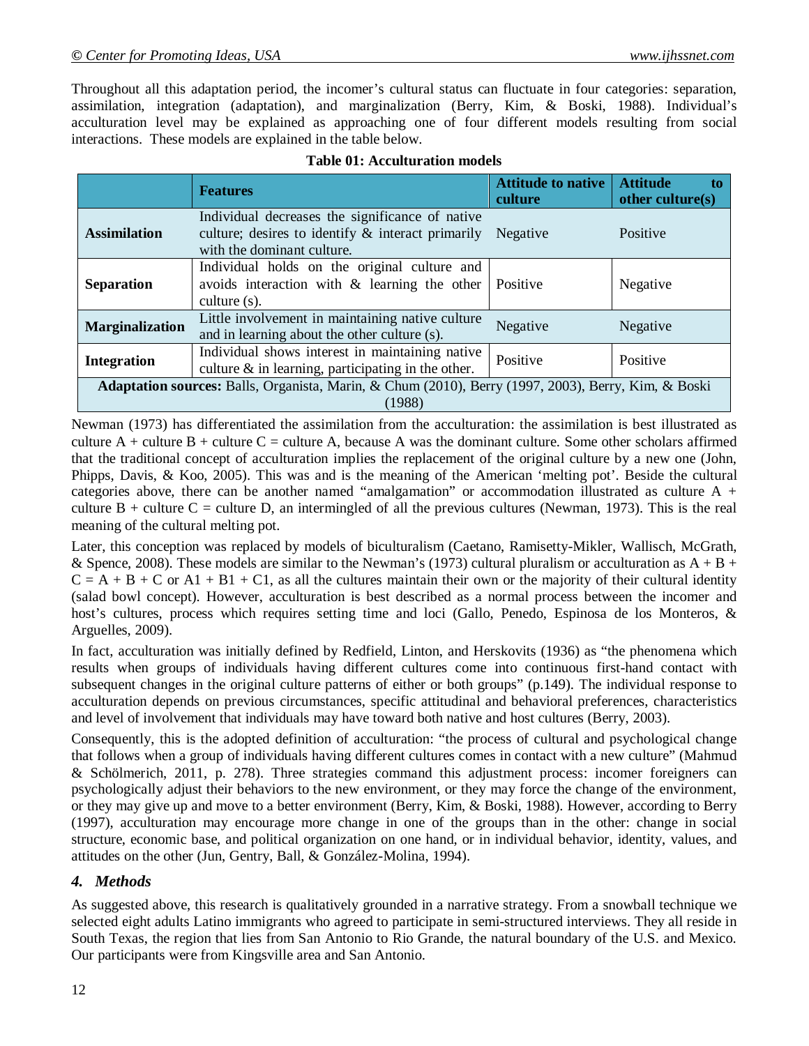Throughout all this adaptation period, the incomer's cultural status can fluctuate in four categories: separation, assimilation, integration (adaptation), and marginalization (Berry, Kim, & Boski, 1988). Individual's acculturation level may be explained as approaching one of four different models resulting from social interactions. These models are explained in the table below.

**Table 01: Acculturation models**

| | Features | Attitude to native culture | Attitude to other culture(s) |
|---|---|---|---|
| **Assimilation** | Individual decreases the significance of native culture; desires to identify & interact primarily with the dominant culture. | Negative | Positive |
| **Separation** | Individual holds on the original culture and avoids interaction with & learning the other culture (s). | Positive | Negative |
| **Marginalization** | Little involvement in maintaining native culture and in learning about the other culture (s). | Negative | Negative |
| **Integration** | Individual shows interest in maintaining native culture & in learning, participating in the other. | Positive | Positive |
| **Adaptation sources:** Balls, Organista, Marin, & Chum (2010), Berry (1997, 2003), Berry, Kim, & Boski (1988) | | | |

Newman (1973) has differentiated the assimilation from the acculturation: the assimilation is best illustrated as culture A + culture B + culture C = culture A, because A was the dominant culture. Some other scholars affirmed that the traditional concept of acculturation implies the replacement of the original culture by a new one (John, Phipps, Davis, & Koo, 2005). This was and is the meaning of the American 'melting pot'. Beside the cultural categories above, there can be another named "amalgamation" or accommodation illustrated as culture A + culture B + culture C = culture D, an intermingled of all the previous cultures (Newman, 1973). This is the real meaning of the cultural melting pot.

Later, this conception was replaced by models of biculturalism (Caetano, Ramisetty-Mikler, Wallisch, McGrath, & Spence, 2008). These models are similar to the Newman's (1973) cultural pluralism or acculturation as A + B + C = A + B + C or A1 + B1 + C1, as all the cultures maintain their own or the majority of their cultural identity (salad bowl concept). However, acculturation is best described as a normal process between the incomer and host's cultures, process which requires setting time and loci (Gallo, Penedo, Espinosa de los Monteros, & Arguelles, 2009).

In fact, acculturation was initially defined by Redfield, Linton, and Herskovits (1936) as "the phenomena which results when groups of individuals having different cultures come into continuous first-hand contact with subsequent changes in the original culture patterns of either or both groups" (p.149). The individual response to acculturation depends on previous circumstances, specific attitudinal and behavioral preferences, characteristics and level of involvement that individuals may have toward both native and host cultures (Berry, 2003).

Consequently, this is the adopted definition of acculturation: "the process of cultural and psychological change that follows when a group of individuals having different cultures comes in contact with a new culture" (Mahmud & Schölmerich, 2011, p. 278). Three strategies command this adjustment process: incomer foreigners can psychologically adjust their behaviors to the new environment, or they may force the change of the environment, or they may give up and move to a better environment (Berry, Kim, & Boski, 1988). However, according to Berry (1997), acculturation may encourage more change in one of the groups than in the other: change in social structure, economic base, and political organization on one hand, or in individual behavior, identity, values, and attitudes on the other (Jun, Gentry, Ball, & González-Molina, 1994).

## *4. Methods*

As suggested above, this research is qualitatively grounded in a narrative strategy. From a snowball technique we selected eight adults Latino immigrants who agreed to participate in semi-structured interviews. They all reside in South Texas, the region that lies from San Antonio to Rio Grande, the natural boundary of the U.S. and Mexico. Our participants were from Kingsville area and San Antonio.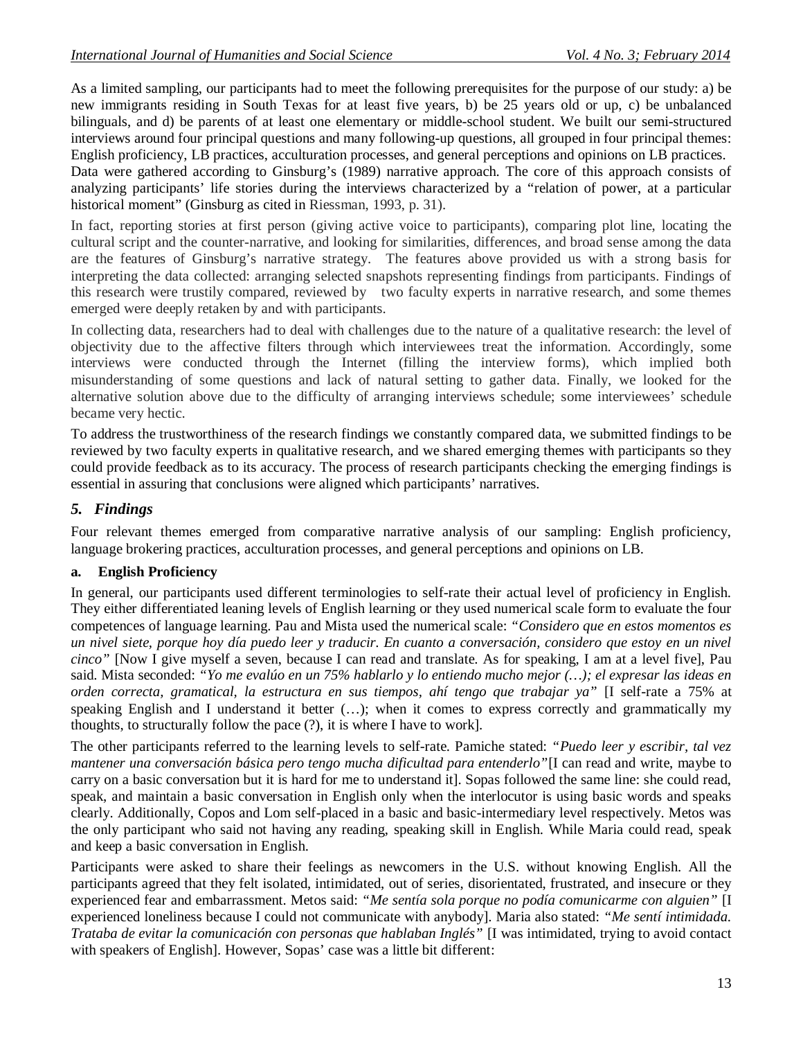As a limited sampling, our participants had to meet the following prerequisites for the purpose of our study: a) be new immigrants residing in South Texas for at least five years, b) be 25 years old or up, c) be unbalanced bilinguals, and d) be parents of at least one elementary or middle-school student. We built our semi-structured interviews around four principal questions and many following-up questions, all grouped in four principal themes: English proficiency, LB practices, acculturation processes, and general perceptions and opinions on LB practices.

Data were gathered according to Ginsburg's (1989) narrative approach. The core of this approach consists of analyzing participants' life stories during the interviews characterized by a "relation of power, at a particular historical moment" (Ginsburg as cited in Riessman, 1993, p. 31).

In fact, reporting stories at first person (giving active voice to participants), comparing plot line, locating the cultural script and the counter-narrative, and looking for similarities, differences, and broad sense among the data are the features of Ginsburg's narrative strategy. The features above provided us with a strong basis for interpreting the data collected: arranging selected snapshots representing findings from participants. Findings of this research were trustily compared, reviewed by two faculty experts in narrative research, and some themes emerged were deeply retaken by and with participants.

In collecting data, researchers had to deal with challenges due to the nature of a qualitative research: the level of objectivity due to the affective filters through which interviewees treat the information. Accordingly, some interviews were conducted through the Internet (filling the interview forms), which implied both misunderstanding of some questions and lack of natural setting to gather data. Finally, we looked for the alternative solution above due to the difficulty of arranging interviews schedule; some interviewees' schedule became very hectic.

To address the trustworthiness of the research findings we constantly compared data, we submitted findings to be reviewed by two faculty experts in qualitative research, and we shared emerging themes with participants so they could provide feedback as to its accuracy. The process of research participants checking the emerging findings is essential in assuring that conclusions were aligned which participants' narratives.

## *5. Findings*

Four relevant themes emerged from comparative narrative analysis of our sampling: English proficiency, language brokering practices, acculturation processes, and general perceptions and opinions on LB.

### a. English Proficiency

In general, our participants used different terminologies to self-rate their actual level of proficiency in English. They either differentiated leaning levels of English learning or they used numerical scale form to evaluate the four competences of language learning. Pau and Mista used the numerical scale: *"Considero que en estos momentos es un nivel siete, porque hoy día puedo leer y traducir. En cuanto a conversación, considero que estoy en un nivel cinco"* [Now I give myself a seven, because I can read and translate. As for speaking, I am at a level five], Pau said. Mista seconded: *"Yo me evalúo en un 75% hablarlo y lo entiendo mucho mejor (…); el expresar las ideas en orden correcta, gramatical, la estructura en sus tiempos, ahí tengo que trabajar ya"* [I self-rate a 75% at speaking English and I understand it better (…); when it comes to express correctly and grammatically my thoughts, to structurally follow the pace (?), it is where I have to work].

The other participants referred to the learning levels to self-rate. Pamiche stated: *"Puedo leer y escribir, tal vez mantener una conversación básica pero tengo mucha dificultad para entenderlo"*[I can read and write, maybe to carry on a basic conversation but it is hard for me to understand it]. Sopas followed the same line: she could read, speak, and maintain a basic conversation in English only when the interlocutor is using basic words and speaks clearly. Additionally, Copos and Lom self-placed in a basic and basic-intermediary level respectively. Metos was the only participant who said not having any reading, speaking skill in English. While Maria could read, speak and keep a basic conversation in English.

Participants were asked to share their feelings as newcomers in the U.S. without knowing English. All the participants agreed that they felt isolated, intimidated, out of series, disorientated, frustrated, and insecure or they experienced fear and embarrassment. Metos said: *"Me sentía sola porque no podía comunicarme con alguien"* [I experienced loneliness because I could not communicate with anybody]. Maria also stated: *"Me sentí intimidada. Trataba de evitar la comunicación con personas que hablaban Inglés"* [I was intimidated, trying to avoid contact with speakers of English]. However, Sopas' case was a little bit different: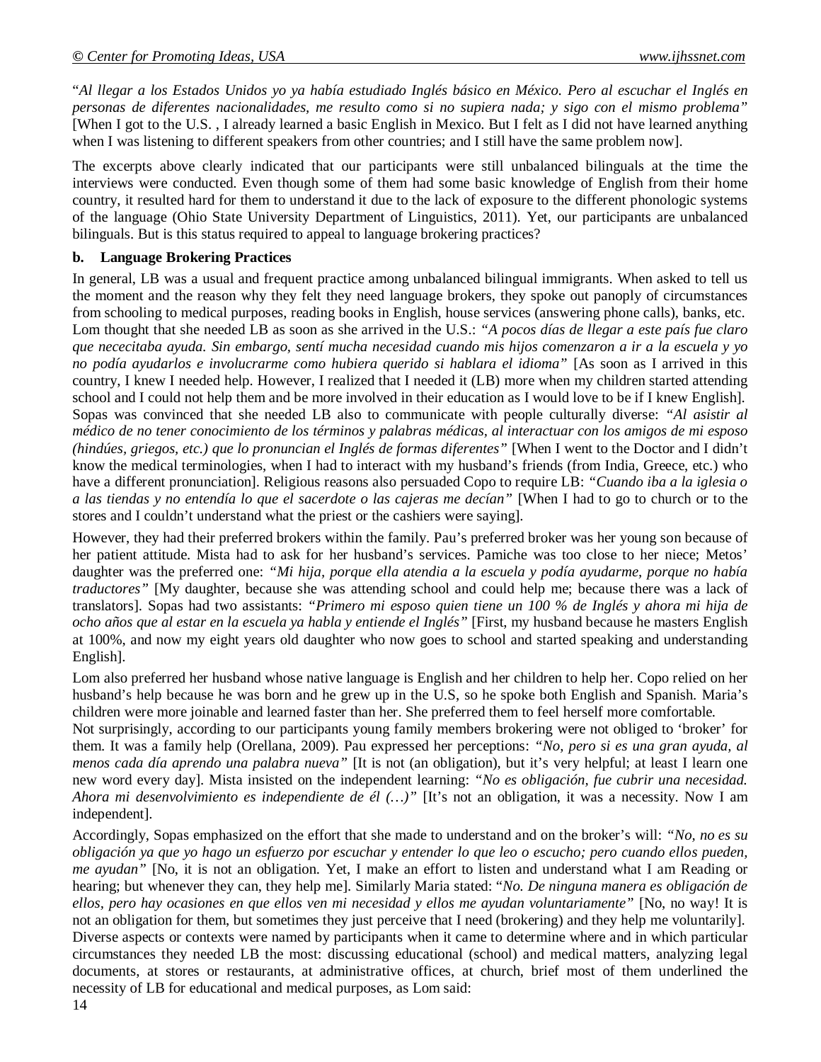"*Al llegar a los Estados Unidos yo ya había estudiado Inglés básico en México. Pero al escuchar el Inglés en personas de diferentes nacionalidades, me resulto como si no supiera nada; y sigo con el mismo problema"* [When I got to the U.S. , I already learned a basic English in Mexico. But I felt as I did not have learned anything when I was listening to different speakers from other countries; and I still have the same problem now].

The excerpts above clearly indicated that our participants were still unbalanced bilinguals at the time the interviews were conducted. Even though some of them had some basic knowledge of English from their home country, it resulted hard for them to understand it due to the lack of exposure to the different phonologic systems of the language (Ohio State University Department of Linguistics, 2011). Yet, our participants are unbalanced bilinguals. But is this status required to appeal to language brokering practices?

**b. Language Brokering Practices**

In general, LB was a usual and frequent practice among unbalanced bilingual immigrants. When asked to tell us the moment and the reason why they felt they need language brokers, they spoke out panoply of circumstances from schooling to medical purposes, reading books in English, house services (answering phone calls), banks, etc. Lom thought that she needed LB as soon as she arrived in the U.S.: *"A pocos días de llegar a este país fue claro que nececitaba ayuda. Sin embargo, sentí mucha necesidad cuando mis hijos comenzaron a ir a la escuela y yo no podía ayudarlos e involucrarme como hubiera querido si hablara el idioma"* [As soon as I arrived in this country, I knew I needed help. However, I realized that I needed it (LB) more when my children started attending school and I could not help them and be more involved in their education as I would love to be if I knew English]. Sopas was convinced that she needed LB also to communicate with people culturally diverse: *"Al asistir al médico de no tener conocimiento de los términos y palabras médicas, al interactuar con los amigos de mi esposo (hindúes, griegos, etc.) que lo pronuncian el Inglés de formas diferentes"* [When I went to the Doctor and I didn't know the medical terminologies, when I had to interact with my husband's friends (from India, Greece, etc.) who have a different pronunciation]. Religious reasons also persuaded Copo to require LB: *"Cuando iba a la iglesia o a las tiendas y no entendía lo que el sacerdote o las cajeras me decían"* [When I had to go to church or to the stores and I couldn't understand what the priest or the cashiers were saying].

However, they had their preferred brokers within the family. Pau's preferred broker was her young son because of her patient attitude. Mista had to ask for her husband's services. Pamiche was too close to her niece; Metos' daughter was the preferred one: *"Mi hija, porque ella atendia a la escuela y podía ayudarme, porque no había traductores"* [My daughter, because she was attending school and could help me; because there was a lack of translators]. Sopas had two assistants: *"Primero mi esposo quien tiene un 100 % de Inglés y ahora mi hija de ocho años que al estar en la escuela ya habla y entiende el Inglés"* [First, my husband because he masters English at 100%, and now my eight years old daughter who now goes to school and started speaking and understanding English].

Lom also preferred her husband whose native language is English and her children to help her. Copo relied on her husband's help because he was born and he grew up in the U.S, so he spoke both English and Spanish. Maria's children were more joinable and learned faster than her. She preferred them to feel herself more comfortable.

Not surprisingly, according to our participants young family members brokering were not obliged to 'broker' for them. It was a family help (Orellana, 2009). Pau expressed her perceptions: *"No, pero si es una gran ayuda, al menos cada día aprendo una palabra nueva"* [It is not (an obligation), but it's very helpful; at least I learn one new word every day]. Mista insisted on the independent learning: *"No es obligación, fue cubrir una necesidad. Ahora mi desenvolvimiento es independiente de él (…)"* [It's not an obligation, it was a necessity. Now I am independent].

Accordingly, Sopas emphasized on the effort that she made to understand and on the broker's will: *"No, no es su obligación ya que yo hago un esfuerzo por escuchar y entender lo que leo o escucho; pero cuando ellos pueden, me ayudan"* [No, it is not an obligation. Yet, I make an effort to listen and understand what I am Reading or hearing; but whenever they can, they help me]. Similarly Maria stated: "*No. De ninguna manera es obligación de ellos, pero hay ocasiones en que ellos ven mi necesidad y ellos me ayudan voluntariamente"* [No, no way! It is not an obligation for them, but sometimes they just perceive that I need (brokering) and they help me voluntarily].

Diverse aspects or contexts were named by participants when it came to determine where and in which particular circumstances they needed LB the most: discussing educational (school) and medical matters, analyzing legal documents, at stores or restaurants, at administrative offices, at church, brief most of them underlined the necessity of LB for educational and medical purposes, as Lom said: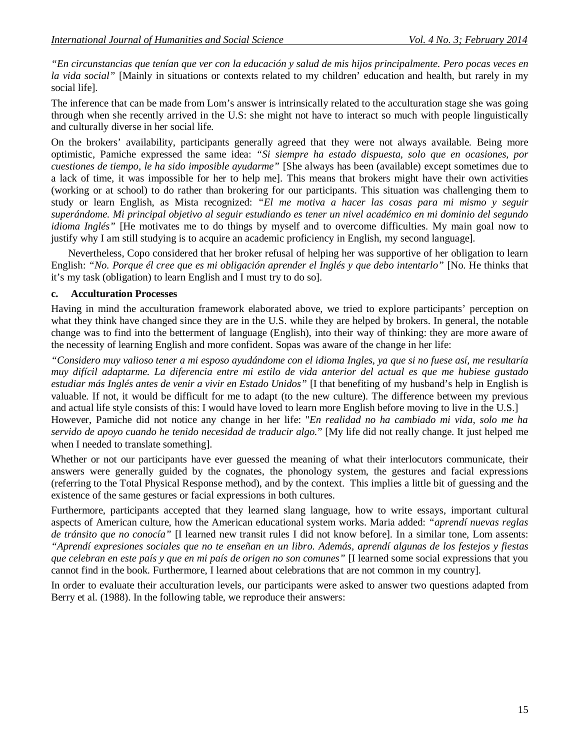*"En circunstancias que tenían que ver con la educación y salud de mis hijos principalmente. Pero pocas veces en la vida social"* [Mainly in situations or contexts related to my children' education and health, but rarely in my social life].

The inference that can be made from Lom's answer is intrinsically related to the acculturation stage she was going through when she recently arrived in the U.S: she might not have to interact so much with people linguistically and culturally diverse in her social life.

On the brokers' availability, participants generally agreed that they were not always available. Being more optimistic, Pamiche expressed the same idea: *"Si siempre ha estado dispuesta, solo que en ocasiones, por cuestiones de tiempo, le ha sido imposible ayudarme"* [She always has been (available) except sometimes due to a lack of time, it was impossible for her to help me]. This means that brokers might have their own activities (working or at school) to do rather than brokering for our participants. This situation was challenging them to study or learn English, as Mista recognized: *"El me motiva a hacer las cosas para mi mismo y seguir superándome. Mi principal objetivo al seguir estudiando es tener un nivel académico en mi dominio del segundo idioma Inglés"* [He motivates me to do things by myself and to overcome difficulties. My main goal now to justify why I am still studying is to acquire an academic proficiency in English, my second language].

Nevertheless, Copo considered that her broker refusal of helping her was supportive of her obligation to learn English: *"No. Porque él cree que es mi obligación aprender el Inglés y que debo intentarlo"* [No. He thinks that it's my task (obligation) to learn English and I must try to do so].

### c. Acculturation Processes

Having in mind the acculturation framework elaborated above, we tried to explore participants' perception on what they think have changed since they are in the U.S. while they are helped by brokers. In general, the notable change was to find into the betterment of language (English), into their way of thinking: they are more aware of the necessity of learning English and more confident. Sopas was aware of the change in her life:

*"Considero muy valioso tener a mi esposo ayudándome con el idioma Ingles, ya que si no fuese así, me resultaría muy difícil adaptarme. La diferencia entre mi estilo de vida anterior del actual es que me hubiese gustado estudiar más Inglés antes de venir a vivir en Estado Unidos"* [I that benefiting of my husband's help in English is valuable. If not, it would be difficult for me to adapt (to the new culture). The difference between my previous and actual life style consists of this: I would have loved to learn more English before moving to live in the U.S.]

However, Pamiche did not notice any change in her life: "*En realidad no ha cambiado mi vida, solo me ha servido de apoyo cuando he tenido necesidad de traducir algo.*" [My life did not really change. It just helped me when I needed to translate something].

Whether or not our participants have ever guessed the meaning of what their interlocutors communicate, their answers were generally guided by the cognates, the phonology system, the gestures and facial expressions (referring to the Total Physical Response method), and by the context. This implies a little bit of guessing and the existence of the same gestures or facial expressions in both cultures.

Furthermore, participants accepted that they learned slang language, how to write essays, important cultural aspects of American culture, how the American educational system works. Maria added: *"aprendí nuevas reglas de tránsito que no conocía"* [I learned new transit rules I did not know before]. In a similar tone, Lom assents: *"Aprendí expresiones sociales que no te enseñan en un libro. Además, aprendí algunas de los festejos y fiestas que celebran en este país y que en mi país de origen no son comunes"* [I learned some social expressions that you cannot find in the book. Furthermore, I learned about celebrations that are not common in my country].

In order to evaluate their acculturation levels, our participants were asked to answer two questions adapted from Berry et al. (1988). In the following table, we reproduce their answers: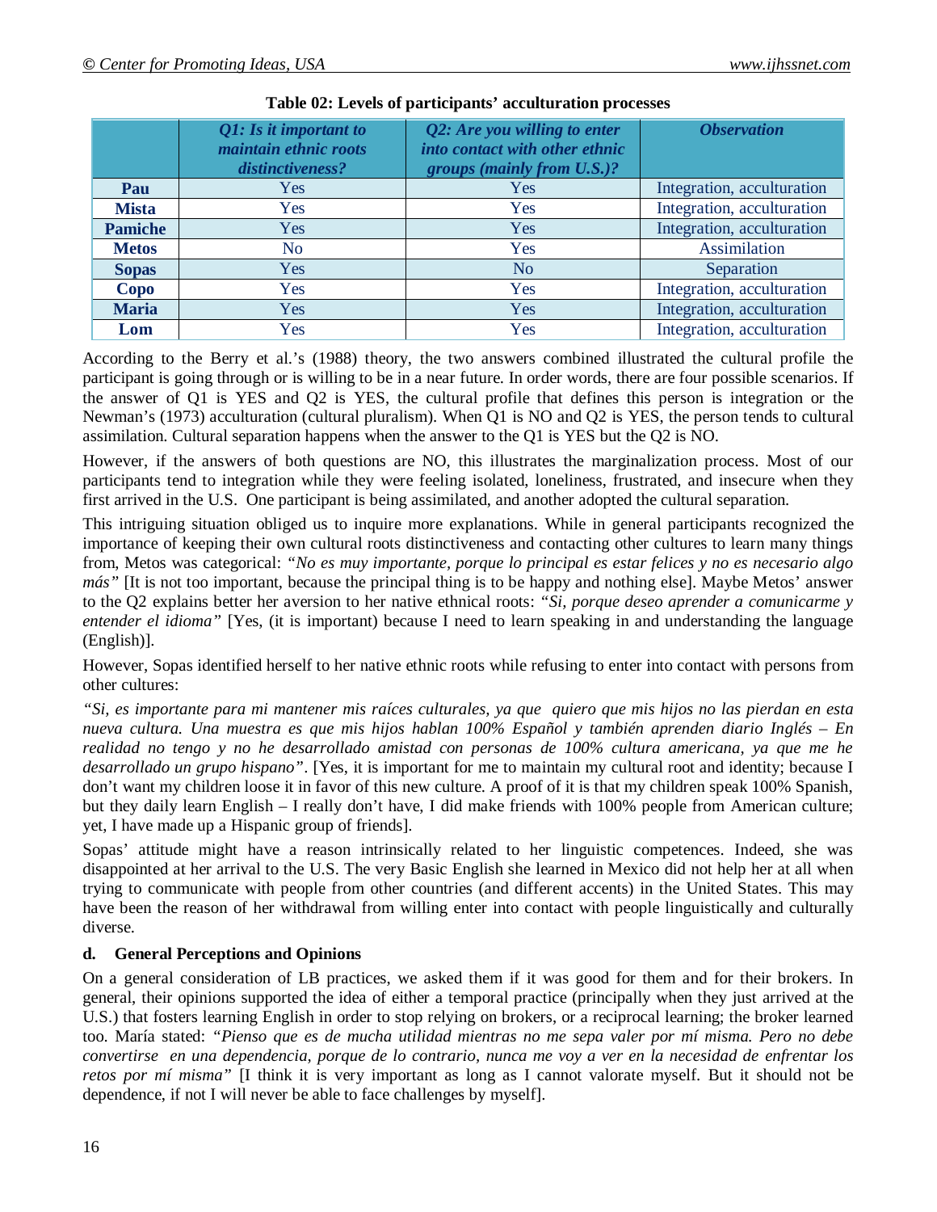**Table 02: Levels of participants' acculturation processes**

| | *Q1: Is it important to maintain ethnic roots distinctiveness?* | *Q2: Are you willing to enter into contact with other ethnic groups (mainly from U.S.)?* | *Observation* |
|---|---|---|---|
| **Pau** | Yes | Yes | Integration, acculturation |
| **Mista** | Yes | Yes | Integration, acculturation |
| **Pamiche** | Yes | Yes | Integration, acculturation |
| **Metos** | No | Yes | Assimilation |
| **Sopas** | Yes | No | Separation |
| **Copo** | Yes | Yes | Integration, acculturation |
| **Maria** | Yes | Yes | Integration, acculturation |
| **Lom** | Yes | Yes | Integration, acculturation |

According to the Berry et al.'s (1988) theory, the two answers combined illustrated the cultural profile the participant is going through or is willing to be in a near future. In order words, there are four possible scenarios. If the answer of Q1 is YES and Q2 is YES, the cultural profile that defines this person is integration or the Newman's (1973) acculturation (cultural pluralism). When Q1 is NO and Q2 is YES, the person tends to cultural assimilation. Cultural separation happens when the answer to the Q1 is YES but the Q2 is NO.

However, if the answers of both questions are NO, this illustrates the marginalization process. Most of our participants tend to integration while they were feeling isolated, loneliness, frustrated, and insecure when they first arrived in the U.S. One participant is being assimilated, and another adopted the cultural separation.

This intriguing situation obliged us to inquire more explanations. While in general participants recognized the importance of keeping their own cultural roots distinctiveness and contacting other cultures to learn many things from, Metos was categorical: *"No es muy importante, porque lo principal es estar felices y no es necesario algo más"* [It is not too important, because the principal thing is to be happy and nothing else]. Maybe Metos' answer to the Q2 explains better her aversion to her native ethnical roots: *"Si, porque deseo aprender a comunicarme y entender el idioma"* [Yes, (it is important) because I need to learn speaking in and understanding the language (English)].

However, Sopas identified herself to her native ethnic roots while refusing to enter into contact with persons from other cultures:

*"Si, es importante para mi mantener mis raíces culturales, ya que quiero que mis hijos no las pierdan en esta nueva cultura. Una muestra es que mis hijos hablan 100% Español y también aprenden diario Inglés – En realidad no tengo y no he desarrollado amistad con personas de 100% cultura americana, ya que me he desarrollado un grupo hispano"*. [Yes, it is important for me to maintain my cultural root and identity; because I don't want my children loose it in favor of this new culture. A proof of it is that my children speak 100% Spanish, but they daily learn English – I really don't have, I did make friends with 100% people from American culture; yet, I have made up a Hispanic group of friends].

Sopas' attitude might have a reason intrinsically related to her linguistic competences. Indeed, she was disappointed at her arrival to the U.S. The very Basic English she learned in Mexico did not help her at all when trying to communicate with people from other countries (and different accents) in the United States. This may have been the reason of her withdrawal from willing enter into contact with people linguistically and culturally diverse.

**d. General Perceptions and Opinions**

On a general consideration of LB practices, we asked them if it was good for them and for their brokers. In general, their opinions supported the idea of either a temporal practice (principally when they just arrived at the U.S.) that fosters learning English in order to stop relying on brokers, or a reciprocal learning; the broker learned too. María stated: *"Pienso que es de mucha utilidad mientras no me sepa valer por mí misma. Pero no debe convertirse en una dependencia, porque de lo contrario, nunca me voy a ver en la necesidad de enfrentar los retos por mí misma"* [I think it is very important as long as I cannot valorate myself. But it should not be dependence, if not I will never be able to face challenges by myself].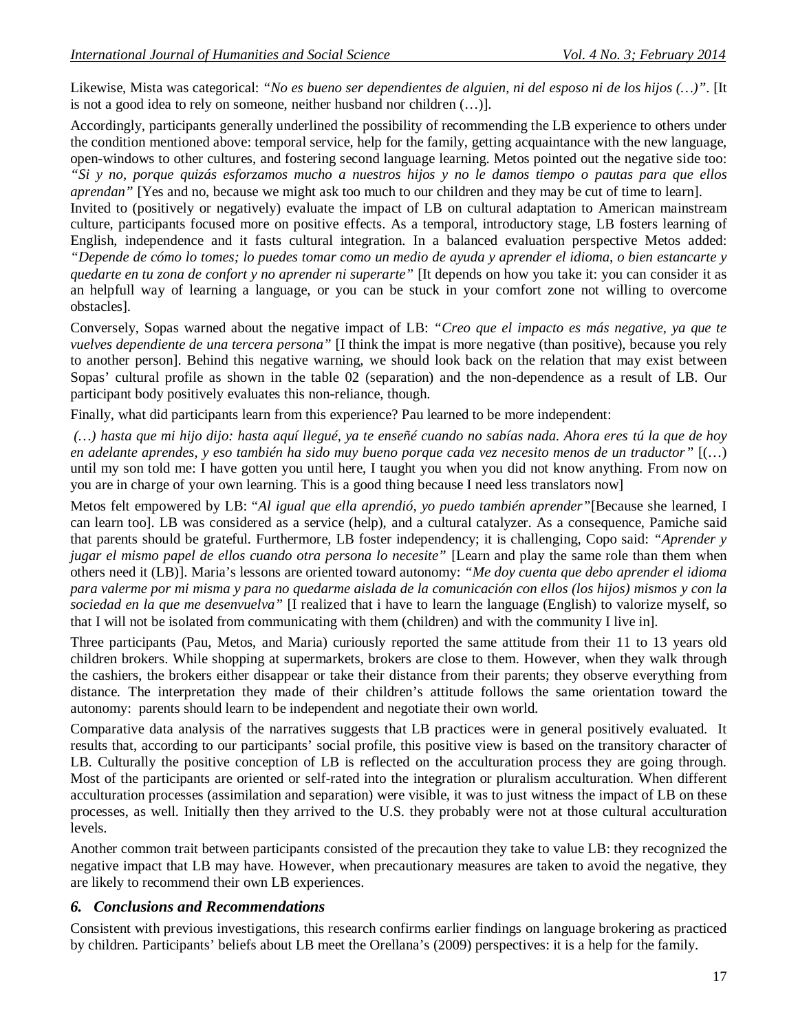Likewise, Mista was categorical: *"No es bueno ser dependientes de alguien, ni del esposo ni de los hijos (…)"*. [It is not a good idea to rely on someone, neither husband nor children (…)].

Accordingly, participants generally underlined the possibility of recommending the LB experience to others under the condition mentioned above: temporal service, help for the family, getting acquaintance with the new language, open-windows to other cultures, and fostering second language learning. Metos pointed out the negative side too: *"Si y no, porque quizás esforzamos mucho a nuestros hijos y no le damos tiempo o pautas para que ellos aprendan"* [Yes and no, because we might ask too much to our children and they may be cut of time to learn].

Invited to (positively or negatively) evaluate the impact of LB on cultural adaptation to American mainstream culture, participants focused more on positive effects. As a temporal, introductory stage, LB fosters learning of English, independence and it fasts cultural integration. In a balanced evaluation perspective Metos added: *"Depende de cómo lo tomes; lo puedes tomar como un medio de ayuda y aprender el idioma, o bien estancarte y quedarte en tu zona de confort y no aprender ni superarte"* [It depends on how you take it: you can consider it as an helpfull way of learning a language, or you can be stuck in your comfort zone not willing to overcome obstacles].

Conversely, Sopas warned about the negative impact of LB: *"Creo que el impacto es más negative, ya que te vuelves dependiente de una tercera persona"* [I think the impat is more negative (than positive), because you rely to another person]. Behind this negative warning, we should look back on the relation that may exist between Sopas' cultural profile as shown in the table 02 (separation) and the non-dependence as a result of LB. Our participant body positively evaluates this non-reliance, though.

Finally, what did participants learn from this experience? Pau learned to be more independent:

*(…) hasta que mi hijo dijo: hasta aquí llegué, ya te enseñé cuando no sabías nada. Ahora eres tú la que de hoy en adelante aprendes, y eso también ha sido muy bueno porque cada vez necesito menos de un traductor"* [(…) until my son told me: I have gotten you until here, I taught you when you did not know anything. From now on you are in charge of your own learning. This is a good thing because I need less translators now]

Metos felt empowered by LB: "*Al igual que ella aprendió, yo puedo también aprender"*[Because she learned, I can learn too]. LB was considered as a service (help), and a cultural catalyzer. As a consequence, Pamiche said that parents should be grateful. Furthermore, LB foster independency; it is challenging, Copo said: *"Aprender y jugar el mismo papel de ellos cuando otra persona lo necesite"* [Learn and play the same role than them when others need it (LB)]. Maria's lessons are oriented toward autonomy: *"Me doy cuenta que debo aprender el idioma para valerme por mi misma y para no quedarme aislada de la comunicación con ellos (los hijos) mismos y con la sociedad en la que me desenvuelva"* [I realized that i have to learn the language (English) to valorize myself, so that I will not be isolated from communicating with them (children) and with the community I live in].

Three participants (Pau, Metos, and Maria) curiously reported the same attitude from their 11 to 13 years old children brokers. While shopping at supermarkets, brokers are close to them. However, when they walk through the cashiers, the brokers either disappear or take their distance from their parents; they observe everything from distance. The interpretation they made of their children's attitude follows the same orientation toward the autonomy: parents should learn to be independent and negotiate their own world.

Comparative data analysis of the narratives suggests that LB practices were in general positively evaluated. It results that, according to our participants' social profile, this positive view is based on the transitory character of LB. Culturally the positive conception of LB is reflected on the acculturation process they are going through. Most of the participants are oriented or self-rated into the integration or pluralism acculturation. When different acculturation processes (assimilation and separation) were visible, it was to just witness the impact of LB on these processes, as well. Initially then they arrived to the U.S. they probably were not at those cultural acculturation levels.

Another common trait between participants consisted of the precaution they take to value LB: they recognized the negative impact that LB may have. However, when precautionary measures are taken to avoid the negative, they are likely to recommend their own LB experiences.

## 6. Conclusions and Recommendations

Consistent with previous investigations, this research confirms earlier findings on language brokering as practiced by children. Participants' beliefs about LB meet the Orellana's (2009) perspectives: it is a help for the family.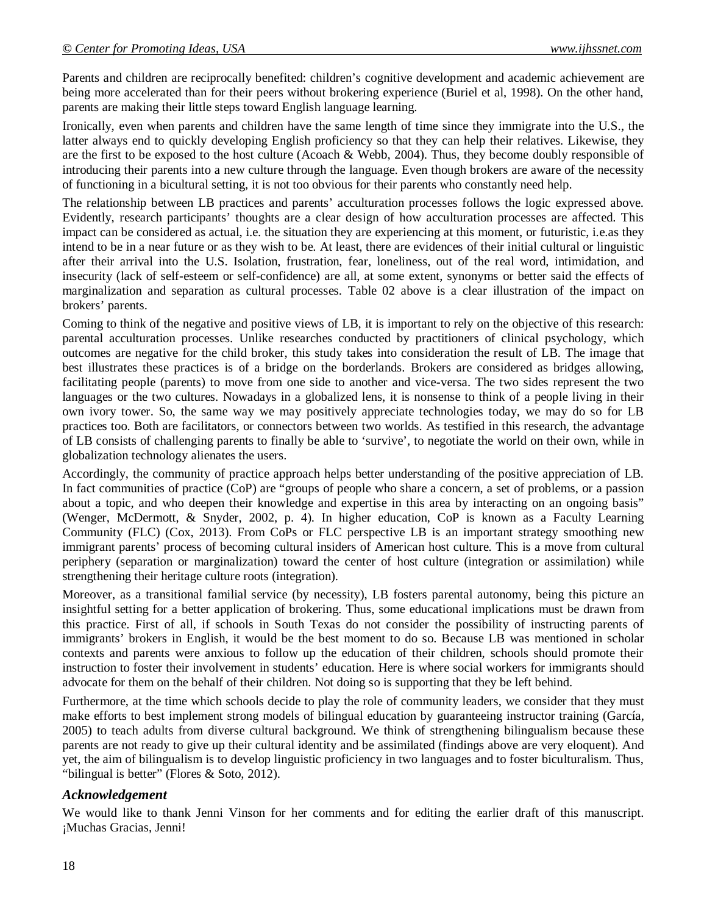Parents and children are reciprocally benefited: children's cognitive development and academic achievement are being more accelerated than for their peers without brokering experience (Buriel et al, 1998). On the other hand, parents are making their little steps toward English language learning.

Ironically, even when parents and children have the same length of time since they immigrate into the U.S., the latter always end to quickly developing English proficiency so that they can help their relatives. Likewise, they are the first to be exposed to the host culture (Acoach & Webb, 2004). Thus, they become doubly responsible of introducing their parents into a new culture through the language. Even though brokers are aware of the necessity of functioning in a bicultural setting, it is not too obvious for their parents who constantly need help.

The relationship between LB practices and parents' acculturation processes follows the logic expressed above. Evidently, research participants' thoughts are a clear design of how acculturation processes are affected. This impact can be considered as actual, i.e. the situation they are experiencing at this moment, or futuristic, i.e.as they intend to be in a near future or as they wish to be. At least, there are evidences of their initial cultural or linguistic after their arrival into the U.S. Isolation, frustration, fear, loneliness, out of the real word, intimidation, and insecurity (lack of self-esteem or self-confidence) are all, at some extent, synonyms or better said the effects of marginalization and separation as cultural processes. Table 02 above is a clear illustration of the impact on brokers' parents.

Coming to think of the negative and positive views of LB, it is important to rely on the objective of this research: parental acculturation processes. Unlike researches conducted by practitioners of clinical psychology, which outcomes are negative for the child broker, this study takes into consideration the result of LB. The image that best illustrates these practices is of a bridge on the borderlands. Brokers are considered as bridges allowing, facilitating people (parents) to move from one side to another and vice-versa. The two sides represent the two languages or the two cultures. Nowadays in a globalized lens, it is nonsense to think of a people living in their own ivory tower. So, the same way we may positively appreciate technologies today, we may do so for LB practices too. Both are facilitators, or connectors between two worlds. As testified in this research, the advantage of LB consists of challenging parents to finally be able to 'survive', to negotiate the world on their own, while in globalization technology alienates the users.

Accordingly, the community of practice approach helps better understanding of the positive appreciation of LB. In fact communities of practice (CoP) are "groups of people who share a concern, a set of problems, or a passion about a topic, and who deepen their knowledge and expertise in this area by interacting on an ongoing basis" (Wenger, McDermott, & Snyder, 2002, p. 4). In higher education, CoP is known as a Faculty Learning Community (FLC) (Cox, 2013). From CoPs or FLC perspective LB is an important strategy smoothing new immigrant parents' process of becoming cultural insiders of American host culture. This is a move from cultural periphery (separation or marginalization) toward the center of host culture (integration or assimilation) while strengthening their heritage culture roots (integration).

Moreover, as a transitional familial service (by necessity), LB fosters parental autonomy, being this picture an insightful setting for a better application of brokering. Thus, some educational implications must be drawn from this practice. First of all, if schools in South Texas do not consider the possibility of instructing parents of immigrants' brokers in English, it would be the best moment to do so. Because LB was mentioned in scholar contexts and parents were anxious to follow up the education of their children, schools should promote their instruction to foster their involvement in students' education. Here is where social workers for immigrants should advocate for them on the behalf of their children. Not doing so is supporting that they be left behind.

Furthermore, at the time which schools decide to play the role of community leaders, we consider that they must make efforts to best implement strong models of bilingual education by guaranteeing instructor training (García, 2005) to teach adults from diverse cultural background. We think of strengthening bilingualism because these parents are not ready to give up their cultural identity and be assimilated (findings above are very eloquent). And yet, the aim of bilingualism is to develop linguistic proficiency in two languages and to foster biculturalism. Thus, "bilingual is better" (Flores & Soto, 2012).

### *Acknowledgement*

We would like to thank Jenni Vinson for her comments and for editing the earlier draft of this manuscript. ¡Muchas Gracias, Jenni!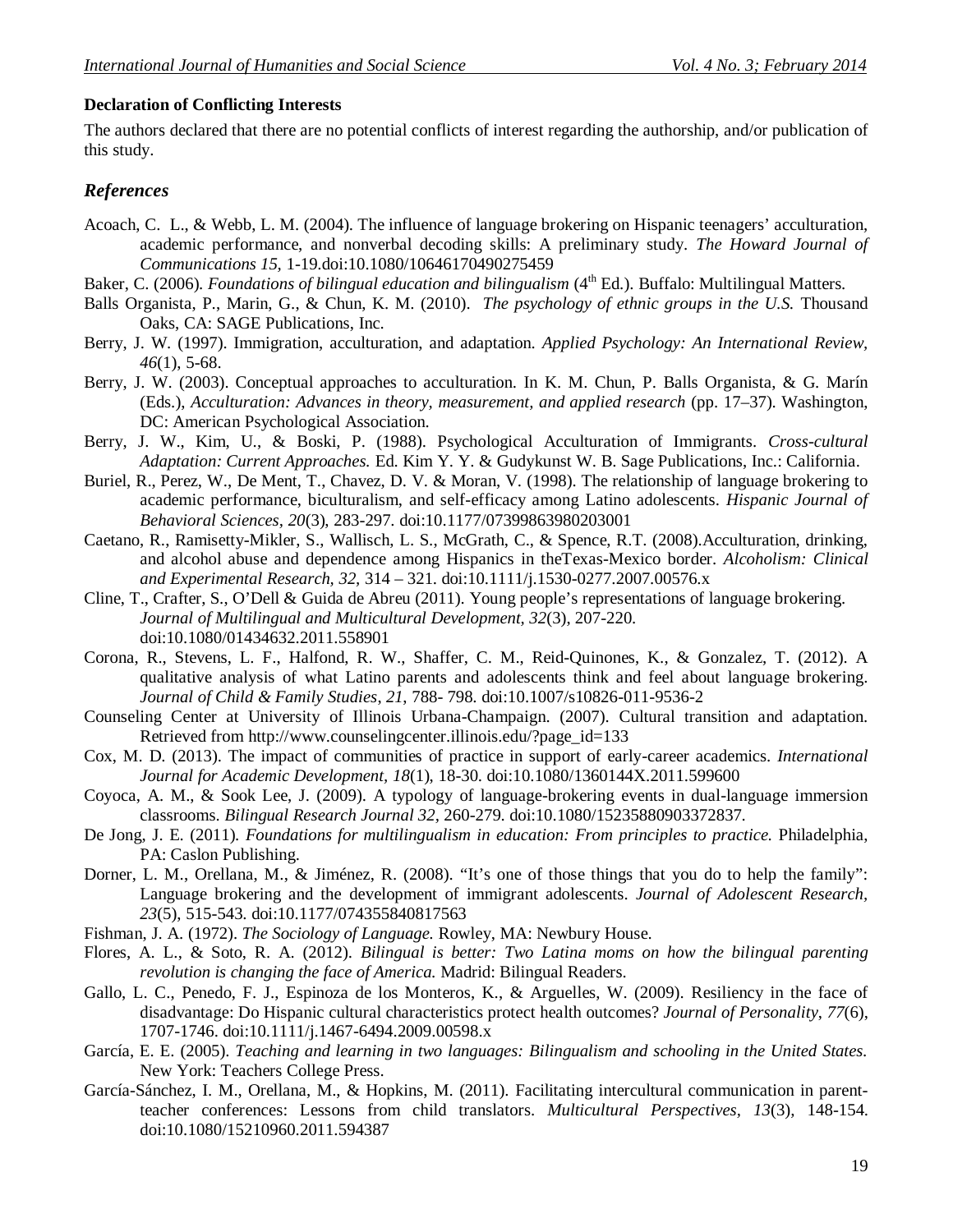**Declaration of Conflicting Interests**

The authors declared that there are no potential conflicts of interest regarding the authorship, and/or publication of this study.

## *References*

Acoach, C. L., & Webb, L. M. (2004). The influence of language brokering on Hispanic teenagers' acculturation, academic performance, and nonverbal decoding skills: A preliminary study. *The Howard Journal of Communications 15,* 1-19.doi:10.1080/10646170490275459

Baker, C. (2006). *Foundations of bilingual education and bilingualism* (4th Ed.). Buffalo: Multilingual Matters.

Balls Organista, P., Marin, G., & Chun, K. M. (2010). *The psychology of ethnic groups in the U.S.* Thousand Oaks, CA: SAGE Publications, Inc.

Berry, J. W. (1997). Immigration, acculturation, and adaptation. *Applied Psychology: An International Review, 46*(1), 5-68.

Berry, J. W. (2003). Conceptual approaches to acculturation. In K. M. Chun, P. Balls Organista, & G. Marín (Eds.), *Acculturation: Advances in theory, measurement, and applied research* (pp. 17–37). Washington, DC: American Psychological Association.

Berry, J. W., Kim, U., & Boski, P. (1988). Psychological Acculturation of Immigrants. *Cross-cultural Adaptation: Current Approaches.* Ed. Kim Y. Y. & Gudykunst W. B. Sage Publications, Inc.: California.

Buriel, R., Perez, W., De Ment, T., Chavez, D. V. & Moran, V. (1998). The relationship of language brokering to academic performance, biculturalism, and self-efficacy among Latino adolescents. *Hispanic Journal of Behavioral Sciences, 20*(3), 283-297. doi:10.1177/07399863980203001

Caetano, R., Ramisetty-Mikler, S., Wallisch, L. S., McGrath, C., & Spence, R.T. (2008).Acculturation, drinking, and alcohol abuse and dependence among Hispanics in theTexas-Mexico border. *Alcoholism: Clinical and Experimental Research, 32,* 314 – 321. doi:10.1111/j.1530-0277.2007.00576.x

Cline, T., Crafter, S., O'Dell & Guida de Abreu (2011). Young people's representations of language brokering. *Journal of Multilingual and Multicultural Development, 32*(3), 207-220. doi:10.1080/01434632.2011.558901

Corona, R., Stevens, L. F., Halfond, R. W., Shaffer, C. M., Reid-Quinones, K., & Gonzalez, T. (2012). A qualitative analysis of what Latino parents and adolescents think and feel about language brokering. *Journal of Child & Family Studies, 21*, 788- 798. doi:10.1007/s10826-011-9536-2

Counseling Center at University of Illinois Urbana-Champaign. (2007). Cultural transition and adaptation. Retrieved from http://www.counselingcenter.illinois.edu/?page_id=133

Cox, M. D. (2013). The impact of communities of practice in support of early-career academics. *International Journal for Academic Development, 18*(1), 18-30. doi:10.1080/1360144X.2011.599600

Coyoca, A. M., & Sook Lee, J. (2009). A typology of language-brokering events in dual-language immersion classrooms. *Bilingual Research Journal 32,* 260-279. doi:10.1080/15235880903372837.

De Jong, J. E. (2011). *Foundations for multilingualism in education: From principles to practice.* Philadelphia, PA: Caslon Publishing.

Dorner, L. M., Orellana, M., & Jiménez, R. (2008). "It's one of those things that you do to help the family": Language brokering and the development of immigrant adolescents. *Journal of Adolescent Research, 23*(5), 515-543. doi:10.1177/074355840817563

Fishman, J. A. (1972). *The Sociology of Language.* Rowley, MA: Newbury House.

Flores, A. L., & Soto, R. A. (2012). *Bilingual is better: Two Latina moms on how the bilingual parenting revolution is changing the face of America.* Madrid: Bilingual Readers.

Gallo, L. C., Penedo, F. J., Espinoza de los Monteros, K., & Arguelles, W. (2009). Resiliency in the face of disadvantage: Do Hispanic cultural characteristics protect health outcomes? *Journal of Personality, 77*(6), 1707-1746. doi:10.1111/j.1467-6494.2009.00598.x

García, E. E. (2005). *Teaching and learning in two languages: Bilingualism and schooling in the United States.* New York: Teachers College Press.

García-Sánchez, I. M., Orellana, M., & Hopkins, M. (2011). Facilitating intercultural communication in parent-teacher conferences: Lessons from child translators. *Multicultural Perspectives, 13*(3), 148-154. doi:10.1080/15210960.2011.594387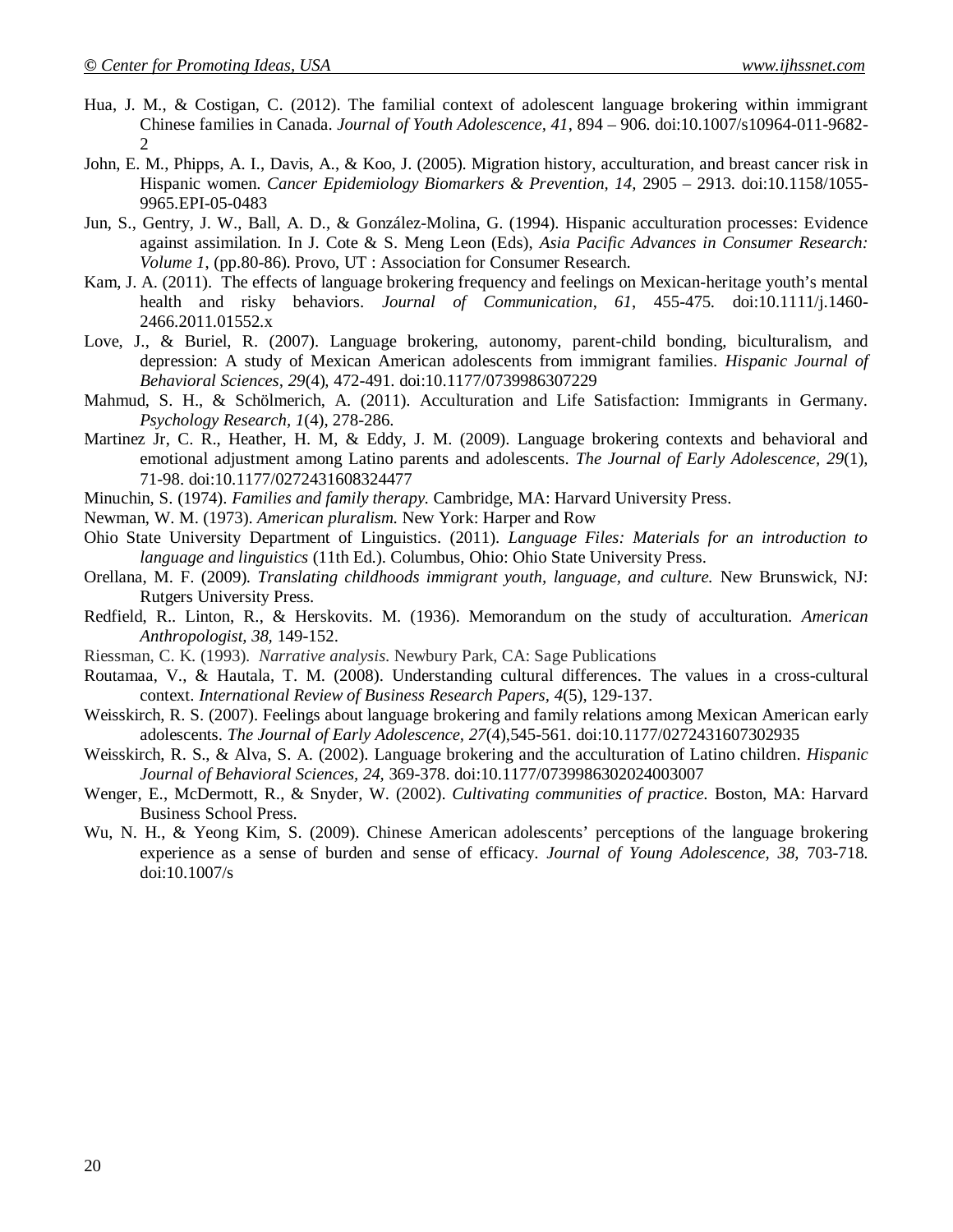Hua, J. M., & Costigan, C. (2012). The familial context of adolescent language brokering within immigrant Chinese families in Canada. *Journal of Youth Adolescence, 41*, 894 – 906. doi:10.1007/s10964-011-9682-2

John, E. M., Phipps, A. I., Davis, A., & Koo, J. (2005). Migration history, acculturation, and breast cancer risk in Hispanic women. *Cancer Epidemiology Biomarkers & Prevention, 14,* 2905 – 2913. doi:10.1158/1055-9965.EPI-05-0483

Jun, S., Gentry, J. W., Ball, A. D., & González-Molina, G. (1994). Hispanic acculturation processes: Evidence against assimilation. In J. Cote & S. Meng Leon (Eds), *Asia Pacific Advances in Consumer Research: Volume 1*, (pp.80-86). Provo, UT : Association for Consumer Research.

Kam, J. A. (2011). The effects of language brokering frequency and feelings on Mexican-heritage youth's mental health and risky behaviors. *Journal of Communication*, *61*, 455-475. doi:10.1111/j.1460-2466.2011.01552.x

Love, J., & Buriel, R. (2007). Language brokering, autonomy, parent-child bonding, biculturalism, and depression: A study of Mexican American adolescents from immigrant families. *Hispanic Journal of Behavioral Sciences, 29*(4), 472-491. doi:10.1177/0739986307229

Mahmud, S. H., & Schölmerich, A. (2011). Acculturation and Life Satisfaction: Immigrants in Germany. *Psychology Research, 1*(4), 278-286.

Martinez Jr, C. R., Heather, H. M, & Eddy, J. M. (2009). Language brokering contexts and behavioral and emotional adjustment among Latino parents and adolescents. *The Journal of Early Adolescence, 29*(1), 71-98. doi:10.1177/0272431608324477

Minuchin, S. (1974). *Families and family therapy.* Cambridge, MA: Harvard University Press.

Newman, W. M. (1973). *American pluralism.* New York: Harper and Row

Ohio State University Department of Linguistics. (2011). *Language Files: Materials for an introduction to language and linguistics* (11th Ed.). Columbus, Ohio: Ohio State University Press.

Orellana, M. F. (2009). *Translating childhoods immigrant youth, language, and culture.* New Brunswick, NJ: Rutgers University Press.

Redfield, R.. Linton, R., & Herskovits. M. (1936). Memorandum on the study of acculturation. *American Anthropologist, 38,* 149-152.

Riessman, C. K. (1993). *Narrative analysis*. Newbury Park, CA: Sage Publications

Routamaa, V., & Hautala, T. M. (2008). Understanding cultural differences. The values in a cross-cultural context. *International Review of Business Research Papers, 4*(5), 129-137.

Weisskirch, R. S. (2007). Feelings about language brokering and family relations among Mexican American early adolescents. *The Journal of Early Adolescence, 27*(4),545-561. doi:10.1177/0272431607302935

Weisskirch, R. S., & Alva, S. A. (2002). Language brokering and the acculturation of Latino children. *Hispanic Journal of Behavioral Sciences, 24,* 369-378. doi:10.1177/0739986302024003007

Wenger, E., McDermott, R., & Snyder, W. (2002). *Cultivating communities of practice.* Boston, MA: Harvard Business School Press.

Wu, N. H., & Yeong Kim, S. (2009). Chinese American adolescents' perceptions of the language brokering experience as a sense of burden and sense of efficacy. *Journal of Young Adolescence, 38,* 703-718. doi:10.1007/s